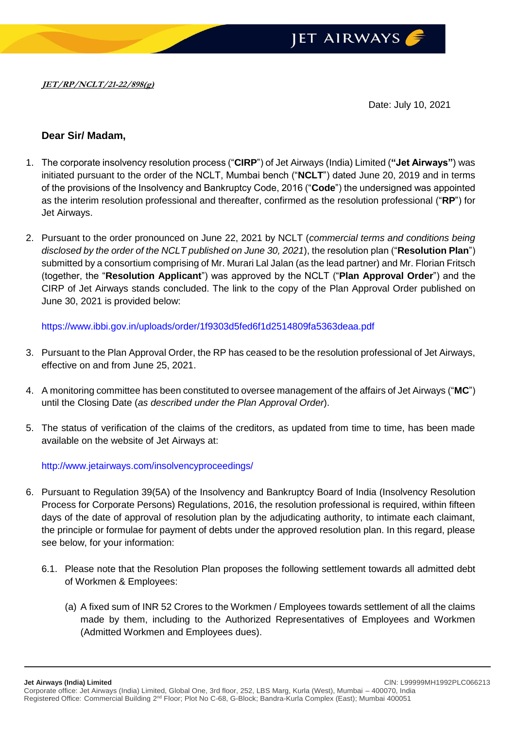***JET/RP/NCLT/21-22/898(g)***

Date: July 10, 2021

**Dear Sir/ Madam,**

1. The corporate insolvency resolution process ("**CIRP**") of Jet Airways (India) Limited (**"Jet Airways"**) was initiated pursuant to the order of the NCLT, Mumbai bench ("**NCLT**") dated June 20, 2019 and in terms of the provisions of the Insolvency and Bankruptcy Code, 2016 ("**Code**") the undersigned was appointed as the interim resolution professional and thereafter, confirmed as the resolution professional ("**RP**") for Jet Airways.

2. Pursuant to the order pronounced on June 22, 2021 by NCLT (*commercial terms and conditions being disclosed by the order of the NCLT published on June 30, 2021*), the resolution plan ("**Resolution Plan**") submitted by a consortium comprising of Mr. Murari Lal Jalan (as the lead partner) and Mr. Florian Fritsch (together, the "**Resolution Applicant**") was approved by the NCLT ("**Plan Approval Order**") and the CIRP of Jet Airways stands concluded. The link to the copy of the Plan Approval Order published on June 30, 2021 is provided below:

   https://www.ibbi.gov.in/uploads/order/1f9303d5fed6f1d2514809fa5363deaa.pdf

3. Pursuant to the Plan Approval Order, the RP has ceased to be the resolution professional of Jet Airways, effective on and from June 25, 2021.

4. A monitoring committee has been constituted to oversee management of the affairs of Jet Airways ("**MC**") until the Closing Date (*as described under the Plan Approval Order*).

5. The status of verification of the claims of the creditors, as updated from time to time, has been made available on the website of Jet Airways at:

   http://www.jetairways.com/insolvencyproceedings/

6. Pursuant to Regulation 39(5A) of the Insolvency and Bankruptcy Board of India (Insolvency Resolution Process for Corporate Persons) Regulations, 2016, the resolution professional is required, within fifteen days of the date of approval of resolution plan by the adjudicating authority, to intimate each claimant, the principle or formulae for payment of debts under the approved resolution plan. In this regard, please see below, for your information:

   6.1. Please note that the Resolution Plan proposes the following settlement towards all admitted debt of Workmen & Employees:

      (a) A fixed sum of INR 52 Crores to the Workmen / Employees towards settlement of all the claims made by them, including to the Authorized Representatives of Employees and Workmen (Admitted Workmen and Employees dues).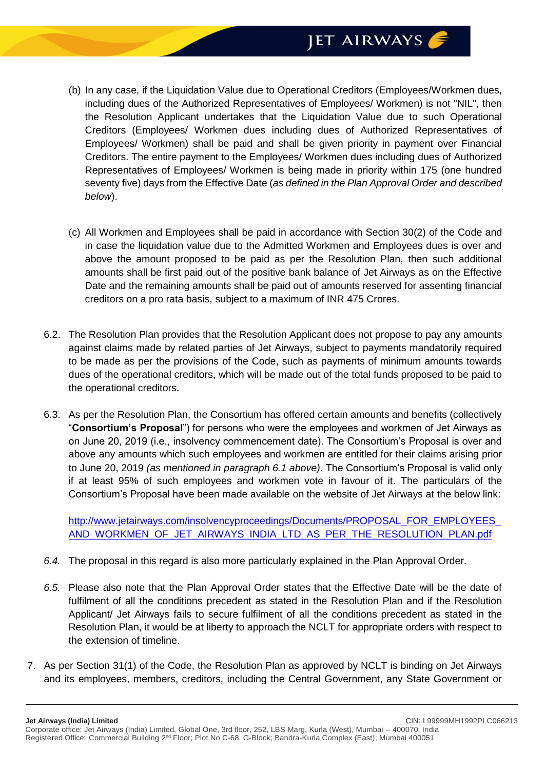(b) In any case, if the Liquidation Value due to Operational Creditors (Employees/Workmen dues, including dues of the Authorized Representatives of Employees/ Workmen) is not "NIL", then the Resolution Applicant undertakes that the Liquidation Value due to such Operational Creditors (Employees/ Workmen dues including dues of Authorized Representatives of Employees/ Workmen) shall be paid and shall be given priority in payment over Financial Creditors. The entire payment to the Employees/ Workmen dues including dues of Authorized Representatives of Employees/ Workmen is being made in priority within 175 (one hundred seventy five) days from the Effective Date (*as defined in the Plan Approval Order and described below*).

(c) All Workmen and Employees shall be paid in accordance with Section 30(2) of the Code and in case the liquidation value due to the Admitted Workmen and Employees dues is over and above the amount proposed to be paid as per the Resolution Plan, then such additional amounts shall be first paid out of the positive bank balance of Jet Airways as on the Effective Date and the remaining amounts shall be paid out of amounts reserved for assenting financial creditors on a pro rata basis, subject to a maximum of INR 475 Crores.

6.2. The Resolution Plan provides that the Resolution Applicant does not propose to pay any amounts against claims made by related parties of Jet Airways, subject to payments mandatorily required to be made as per the provisions of the Code, such as payments of minimum amounts towards dues of the operational creditors, which will be made out of the total funds proposed to be paid to the operational creditors.

6.3. As per the Resolution Plan, the Consortium has offered certain amounts and benefits (collectively "**Consortium's Proposal**") for persons who were the employees and workmen of Jet Airways as on June 20, 2019 (i.e., insolvency commencement date). The Consortium's Proposal is over and above any amounts which such employees and workmen are entitled for their claims arising prior to June 20, 2019 *(as mentioned in paragraph 6.1 above)*. The Consortium's Proposal is valid only if at least 95% of such employees and workmen vote in favour of it. The particulars of the Consortium's Proposal have been made available on the website of Jet Airways at the below link:

[http://www.jetairways.com/insolvencyproceedings/Documents/PROPOSAL_FOR_EMPLOYEES_AND_WORKMEN_OF_JET_AIRWAYS_INDIA_LTD_AS_PER_THE_RESOLUTION_PLAN.pdf](http://www.jetairways.com/insolvencyproceedings/Documents/PROPOSAL_FOR_EMPLOYEES_AND_WORKMEN_OF_JET_AIRWAYS_INDIA_LTD_AS_PER_THE_RESOLUTION_PLAN.pdf)

*6.4.* The proposal in this regard is also more particularly explained in the Plan Approval Order.

*6.5.* Please also note that the Plan Approval Order states that the Effective Date will be the date of fulfilment of all the conditions precedent as stated in the Resolution Plan and if the Resolution Applicant/ Jet Airways fails to secure fulfilment of all the conditions precedent as stated in the Resolution Plan, it would be at liberty to approach the NCLT for appropriate orders with respect to the extension of timeline.

7. As per Section 31(1) of the Code, the Resolution Plan as approved by NCLT is binding on Jet Airways and its employees, members, creditors, including the Central Government, any State Government or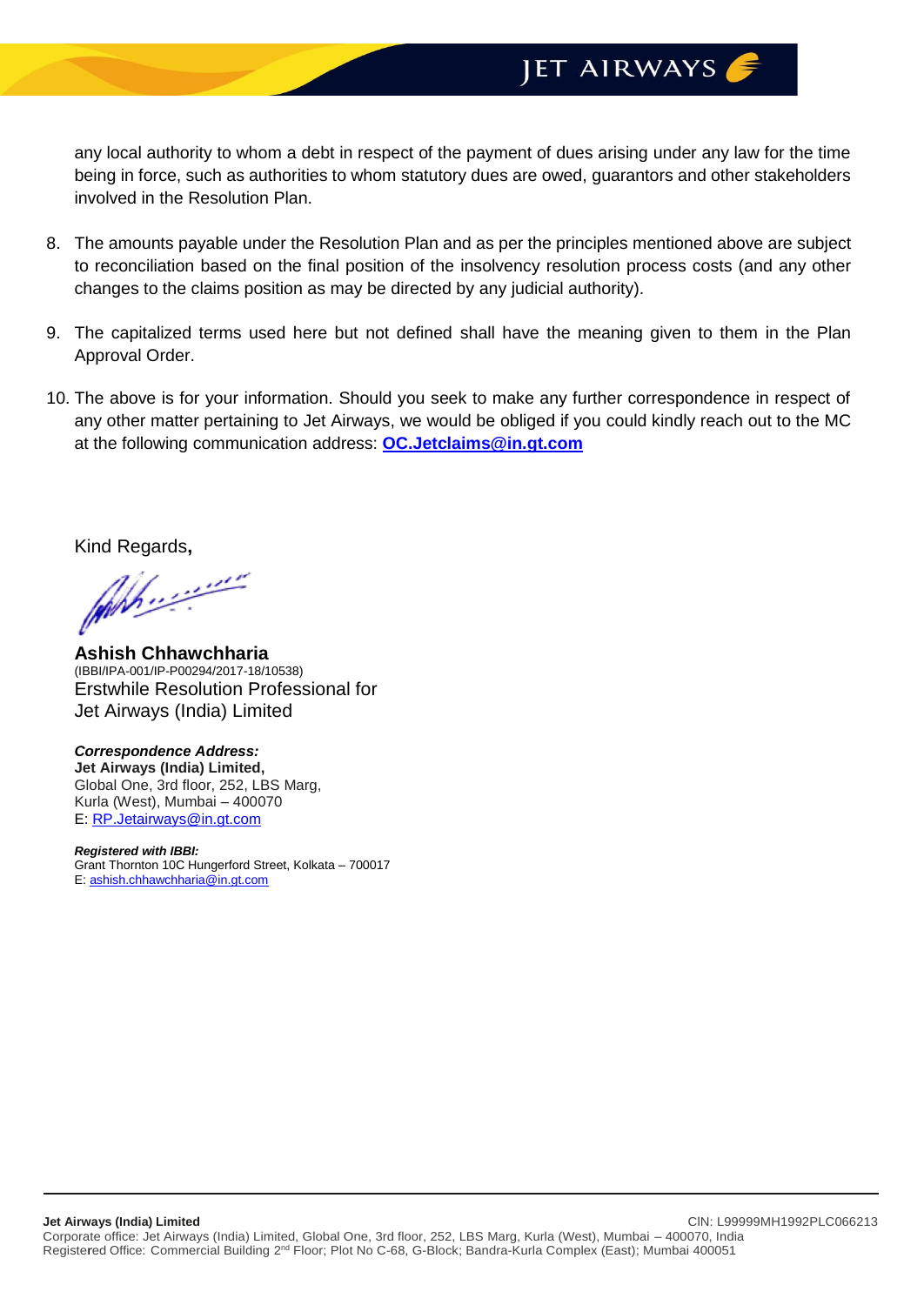any local authority to whom a debt in respect of the payment of dues arising under any law for the time being in force, such as authorities to whom statutory dues are owed, guarantors and other stakeholders involved in the Resolution Plan.

8. The amounts payable under the Resolution Plan and as per the principles mentioned above are subject to reconciliation based on the final position of the insolvency resolution process costs (and any other changes to the claims position as may be directed by any judicial authority).

9. The capitalized terms used here but not defined shall have the meaning given to them in the Plan Approval Order.

10. The above is for your information. Should you seek to make any further correspondence in respect of any other matter pertaining to Jet Airways, we would be obliged if you could kindly reach out to the MC at the following communication address: **OC.Jetclaims@in.gt.com**

Kind Regards**,**

**Ashish Chhawchharia**
(IBBI/IPA-001/IP-P00294/2017-18/10538)
Erstwhile Resolution Professional for
Jet Airways (India) Limited

***Correspondence Address:***
**Jet Airways (India) Limited,**
Global One, 3rd floor, 252, LBS Marg,
Kurla (West), Mumbai – 400070
E: RP.Jetairways@in.gt.com

***Registered with IBBI:***
Grant Thornton 10C Hungerford Street, Kolkata – 700017
E: ashish.chhawchharia@in.gt.com

**Jet Airways (India) Limited** CIN: L99999MH1992PLC066213
Corporate office: Jet Airways (India) Limited, Global One, 3rd floor, 252, LBS Marg, Kurla (West), Mumbai – 400070, India
Registered Office: Commercial Building 2nd Floor; Plot No C-68, G-Block; Bandra-Kurla Complex (East); Mumbai 400051